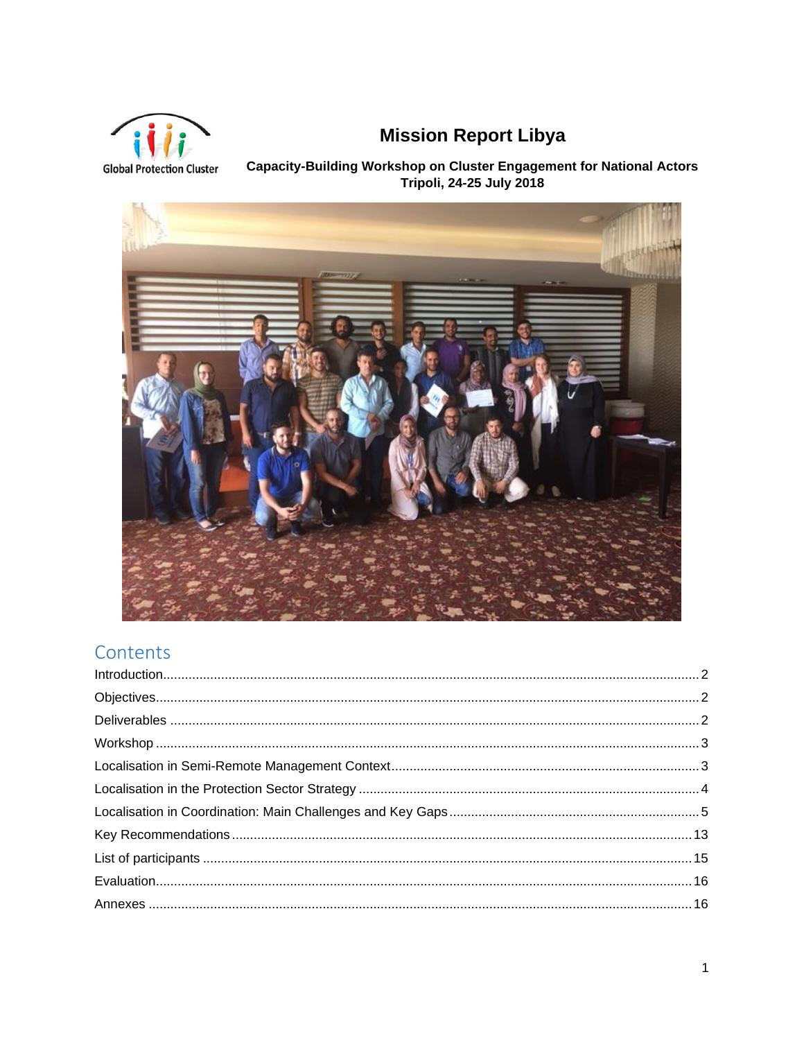Global Protection Cluster

# Mission Report Libya

**Capacity-Building Workshop on Cluster Engagement for National Actors**
**Tripoli, 24-25 July 2018**

## Contents

- Introduction ..... 2
- Objectives ..... 2
- Deliverables ..... 2
- Workshop ..... 3
- Localisation in Semi-Remote Management Context ..... 3
- Localisation in the Protection Sector Strategy ..... 4
- Localisation in Coordination: Main Challenges and Key Gaps ..... 5
- Key Recommendations ..... 13
- List of participants ..... 15
- Evaluation ..... 16
- Annexes ..... 16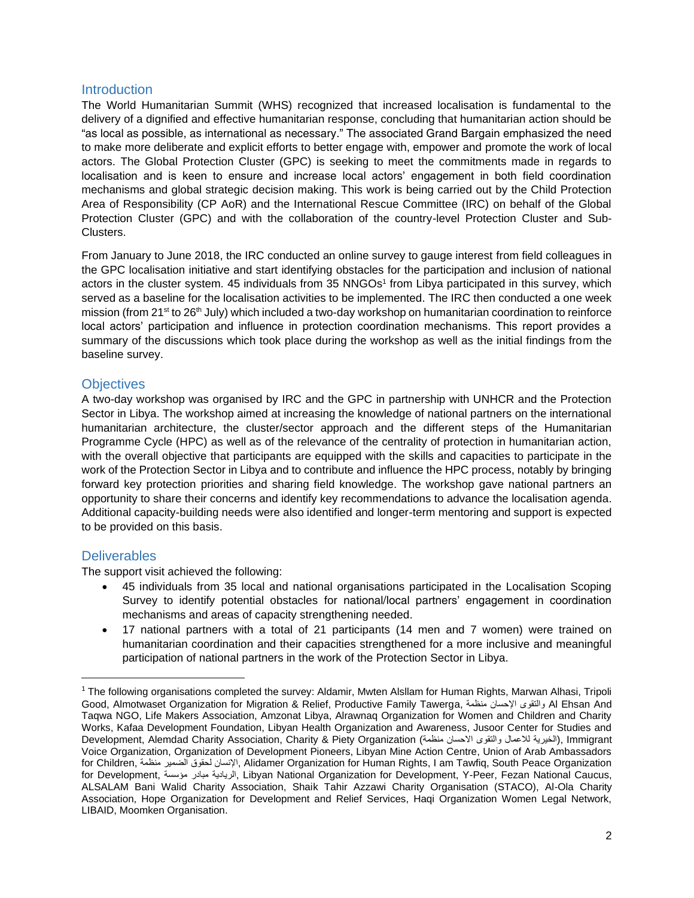## Introduction

The World Humanitarian Summit (WHS) recognized that increased localisation is fundamental to the delivery of a dignified and effective humanitarian response, concluding that humanitarian action should be "as local as possible, as international as necessary." The associated Grand Bargain emphasized the need to make more deliberate and explicit efforts to better engage with, empower and promote the work of local actors. The Global Protection Cluster (GPC) is seeking to meet the commitments made in regards to localisation and is keen to ensure and increase local actors' engagement in both field coordination mechanisms and global strategic decision making. This work is being carried out by the Child Protection Area of Responsibility (CP AoR) and the International Rescue Committee (IRC) on behalf of the Global Protection Cluster (GPC) and with the collaboration of the country-level Protection Cluster and Sub-Clusters.

From January to June 2018, the IRC conducted an online survey to gauge interest from field colleagues in the GPC localisation initiative and start identifying obstacles for the participation and inclusion of national actors in the cluster system. 45 individuals from 35 NNGOs[1] from Libya participated in this survey, which served as a baseline for the localisation activities to be implemented. The IRC then conducted a one week mission (from 21st to 26th July) which included a two-day workshop on humanitarian coordination to reinforce local actors' participation and influence in protection coordination mechanisms. This report provides a summary of the discussions which took place during the workshop as well as the initial findings from the baseline survey.

## Objectives

A two-day workshop was organised by IRC and the GPC in partnership with UNHCR and the Protection Sector in Libya. The workshop aimed at increasing the knowledge of national partners on the international humanitarian architecture, the cluster/sector approach and the different steps of the Humanitarian Programme Cycle (HPC) as well as of the relevance of the centrality of protection in humanitarian action, with the overall objective that participants are equipped with the skills and capacities to participate in the work of the Protection Sector in Libya and to contribute and influence the HPC process, notably by bringing forward key protection priorities and sharing field knowledge. The workshop gave national partners an opportunity to share their concerns and identify key recommendations to advance the localisation agenda. Additional capacity-building needs were also identified and longer-term mentoring and support is expected to be provided on this basis.

## Deliverables

The support visit achieved the following:

- 45 individuals from 35 local and national organisations participated in the Localisation Scoping Survey to identify potential obstacles for national/local partners' engagement in coordination mechanisms and areas of capacity strengthening needed.
- 17 national partners with a total of 21 participants (14 men and 7 women) were trained on humanitarian coordination and their capacities strengthened for a more inclusive and meaningful participation of national partners in the work of the Protection Sector in Libya.

---

[1] The following organisations completed the survey: Aldamir, Mwten Alsllam for Human Rights, Marwan Alhasi, Tripoli Good, Almotwaset Organization for Migration & Relief, Productive Family Tawerga, منظمة الإحسان والتقوى Al Ehsan And Taqwa NGO, Life Makers Association, Amzonat Libya, Alrawnaq Organization for Women and Children and Charity Works, Kafaa Development Foundation, Libyan Health Organization and Awareness, Jusoor Center for Studies and Development, Alemdad Charity Association, Charity & Piety Organization (منظمة الاحسان والتقوى للاعمال الخيرية), Immigrant Voice Organization, Organization of Development Pioneers, Libyan Mine Action Centre, Union of Arab Ambassadors for Children, منظمة الضمير لحقوق الإنسان, Alidamer Organization for Human Rights, I am Tawfiq, South Peace Organization for Development, مؤسسة مبادر الريادية, Libyan National Organization for Development, Y-Peer, Fezan National Caucus, ALSALAM Bani Walid Charity Association, Shaik Tahir Azzawi Charity Organisation (STACO), Al-Ola Charity Association, Hope Organization for Development and Relief Services, Haqi Organization Women Legal Network, LIBAID, Moomken Organisation.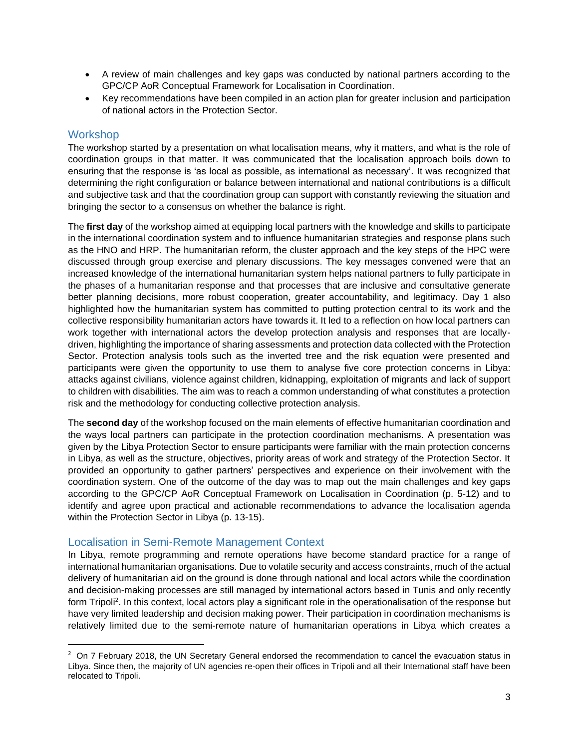- A review of main challenges and key gaps was conducted by national partners according to the GPC/CP AoR Conceptual Framework for Localisation in Coordination.
- Key recommendations have been compiled in an action plan for greater inclusion and participation of national actors in the Protection Sector.

## Workshop

The workshop started by a presentation on what localisation means, why it matters, and what is the role of coordination groups in that matter. It was communicated that the localisation approach boils down to ensuring that the response is 'as local as possible, as international as necessary'. It was recognized that determining the right configuration or balance between international and national contributions is a difficult and subjective task and that the coordination group can support with constantly reviewing the situation and bringing the sector to a consensus on whether the balance is right.

The **first day** of the workshop aimed at equipping local partners with the knowledge and skills to participate in the international coordination system and to influence humanitarian strategies and response plans such as the HNO and HRP. The humanitarian reform, the cluster approach and the key steps of the HPC were discussed through group exercise and plenary discussions. The key messages convened were that an increased knowledge of the international humanitarian system helps national partners to fully participate in the phases of a humanitarian response and that processes that are inclusive and consultative generate better planning decisions, more robust cooperation, greater accountability, and legitimacy. Day 1 also highlighted how the humanitarian system has committed to putting protection central to its work and the collective responsibility humanitarian actors have towards it. It led to a reflection on how local partners can work together with international actors the develop protection analysis and responses that are locally-driven, highlighting the importance of sharing assessments and protection data collected with the Protection Sector. Protection analysis tools such as the inverted tree and the risk equation were presented and participants were given the opportunity to use them to analyse five core protection concerns in Libya: attacks against civilians, violence against children, kidnapping, exploitation of migrants and lack of support to children with disabilities. The aim was to reach a common understanding of what constitutes a protection risk and the methodology for conducting collective protection analysis.

The **second day** of the workshop focused on the main elements of effective humanitarian coordination and the ways local partners can participate in the protection coordination mechanisms. A presentation was given by the Libya Protection Sector to ensure participants were familiar with the main protection concerns in Libya, as well as the structure, objectives, priority areas of work and strategy of the Protection Sector. It provided an opportunity to gather partners' perspectives and experience on their involvement with the coordination system. One of the outcome of the day was to map out the main challenges and key gaps according to the GPC/CP AoR Conceptual Framework on Localisation in Coordination (p. 5-12) and to identify and agree upon practical and actionable recommendations to advance the localisation agenda within the Protection Sector in Libya (p. 13-15).

## Localisation in Semi-Remote Management Context

In Libya, remote programming and remote operations have become standard practice for a range of international humanitarian organisations. Due to volatile security and access constraints, much of the actual delivery of humanitarian aid on the ground is done through national and local actors while the coordination and decision-making processes are still managed by international actors based in Tunis and only recently form Tripoli[2]. In this context, local actors play a significant role in the operationalisation of the response but have very limited leadership and decision making power. Their participation in coordination mechanisms is relatively limited due to the semi-remote nature of humanitarian operations in Libya which creates a

---

[2] On 7 February 2018, the UN Secretary General endorsed the recommendation to cancel the evacuation status in Libya. Since then, the majority of UN agencies re-open their offices in Tripoli and all their International staff have been relocated to Tripoli.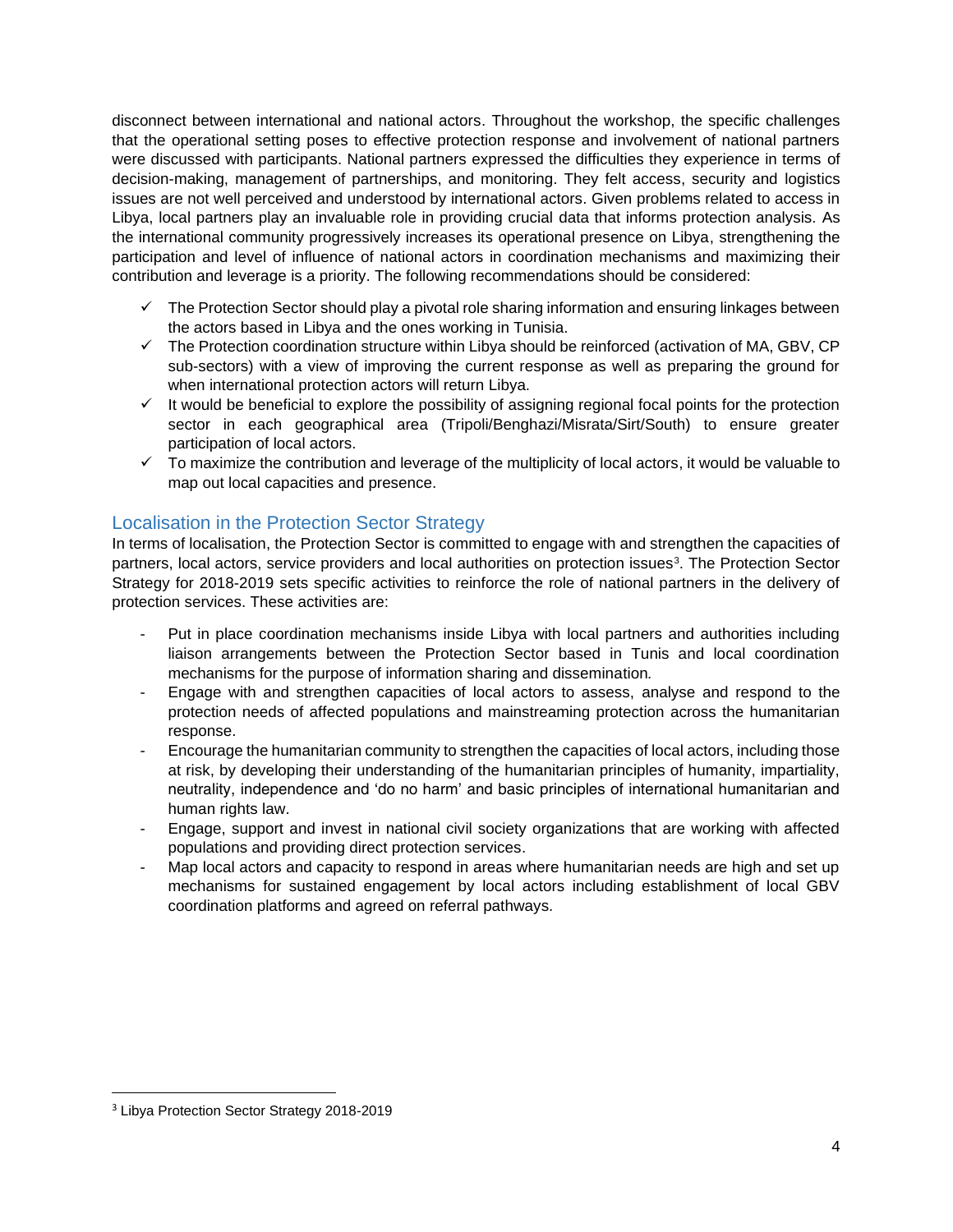disconnect between international and national actors. Throughout the workshop, the specific challenges that the operational setting poses to effective protection response and involvement of national partners were discussed with participants. National partners expressed the difficulties they experience in terms of decision-making, management of partnerships, and monitoring. They felt access, security and logistics issues are not well perceived and understood by international actors. Given problems related to access in Libya, local partners play an invaluable role in providing crucial data that informs protection analysis. As the international community progressively increases its operational presence on Libya, strengthening the participation and level of influence of national actors in coordination mechanisms and maximizing their contribution and leverage is a priority. The following recommendations should be considered:

- ✓ The Protection Sector should play a pivotal role sharing information and ensuring linkages between the actors based in Libya and the ones working in Tunisia.
- ✓ The Protection coordination structure within Libya should be reinforced (activation of MA, GBV, CP sub-sectors) with a view of improving the current response as well as preparing the ground for when international protection actors will return Libya.
- ✓ It would be beneficial to explore the possibility of assigning regional focal points for the protection sector in each geographical area (Tripoli/Benghazi/Misrata/Sirt/South) to ensure greater participation of local actors.
- ✓ To maximize the contribution and leverage of the multiplicity of local actors, it would be valuable to map out local capacities and presence.

## Localisation in the Protection Sector Strategy

In terms of localisation, the Protection Sector is committed to engage with and strengthen the capacities of partners, local actors, service providers and local authorities on protection issues[3]. The Protection Sector Strategy for 2018-2019 sets specific activities to reinforce the role of national partners in the delivery of protection services. These activities are:

- Put in place coordination mechanisms inside Libya with local partners and authorities including liaison arrangements between the Protection Sector based in Tunis and local coordination mechanisms for the purpose of information sharing and dissemination*.*
- Engage with and strengthen capacities of local actors to assess, analyse and respond to the protection needs of affected populations and mainstreaming protection across the humanitarian response.
- Encourage the humanitarian community to strengthen the capacities of local actors, including those at risk, by developing their understanding of the humanitarian principles of humanity, impartiality, neutrality, independence and 'do no harm' and basic principles of international humanitarian and human rights law.
- Engage, support and invest in national civil society organizations that are working with affected populations and providing direct protection services.
- Map local actors and capacity to respond in areas where humanitarian needs are high and set up mechanisms for sustained engagement by local actors including establishment of local GBV coordination platforms and agreed on referral pathways.

[3] Libya Protection Sector Strategy 2018-2019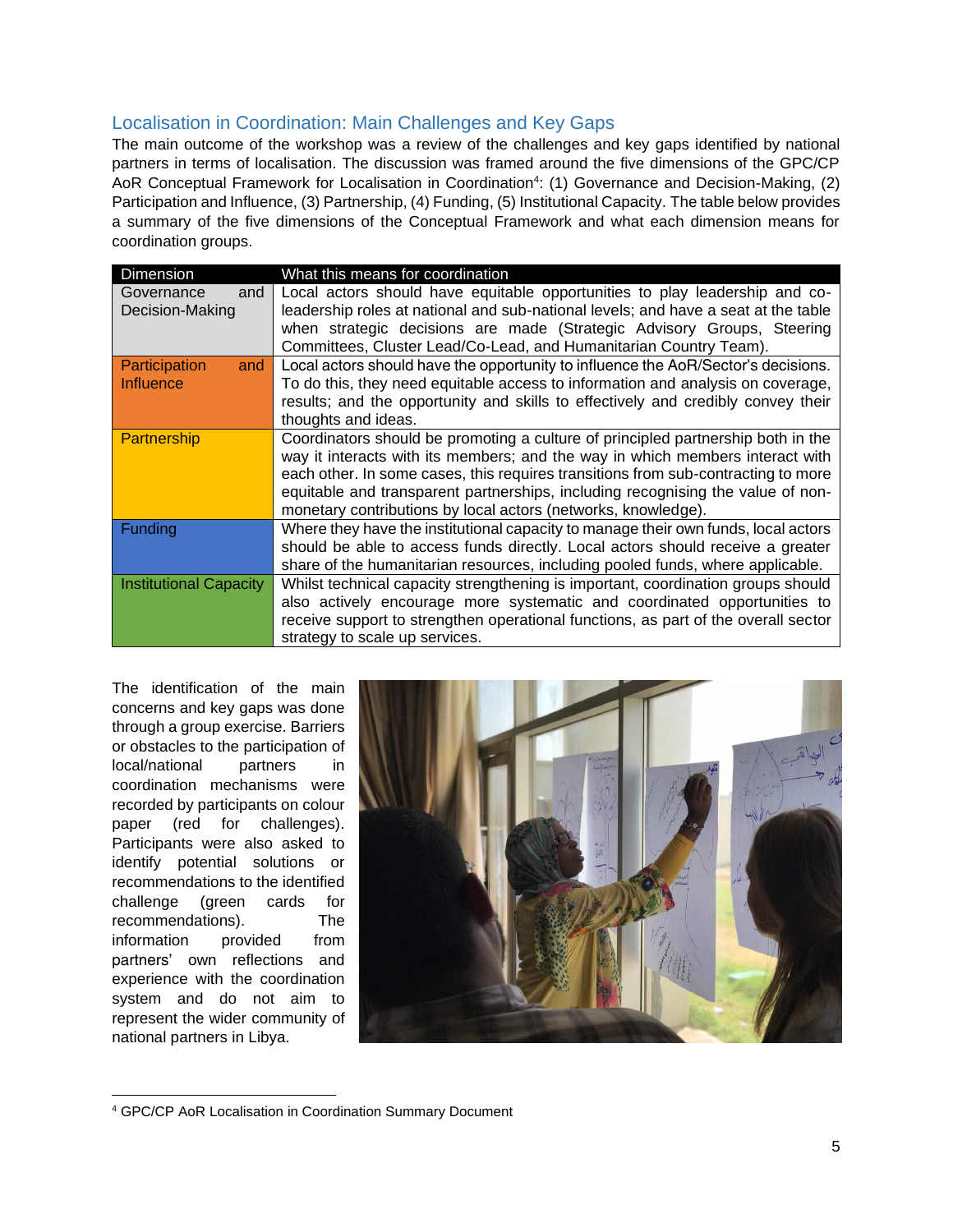## Localisation in Coordination: Main Challenges and Key Gaps

The main outcome of the workshop was a review of the challenges and key gaps identified by national partners in terms of localisation. The discussion was framed around the five dimensions of the GPC/CP AoR Conceptual Framework for Localisation in Coordination[4]: (1) Governance and Decision-Making, (2) Participation and Influence, (3) Partnership, (4) Funding, (5) Institutional Capacity. The table below provides a summary of the five dimensions of the Conceptual Framework and what each dimension means for coordination groups.

| Dimension | What this means for coordination |
|---|---|
| Governance and Decision-Making | Local actors should have equitable opportunities to play leadership and co-leadership roles at national and sub-national levels; and have a seat at the table when strategic decisions are made (Strategic Advisory Groups, Steering Committees, Cluster Lead/Co-Lead, and Humanitarian Country Team). |
| Participation and Influence | Local actors should have the opportunity to influence the AoR/Sector's decisions. To do this, they need equitable access to information and analysis on coverage, results; and the opportunity and skills to effectively and credibly convey their thoughts and ideas. |
| Partnership | Coordinators should be promoting a culture of principled partnership both in the way it interacts with its members; and the way in which members interact with each other. In some cases, this requires transitions from sub-contracting to more equitable and transparent partnerships, including recognising the value of non-monetary contributions by local actors (networks, knowledge). |
| Funding | Where they have the institutional capacity to manage their own funds, local actors should be able to access funds directly. Local actors should receive a greater share of the humanitarian resources, including pooled funds, where applicable. |
| Institutional Capacity | Whilst technical capacity strengthening is important, coordination groups should also actively encourage more systematic and coordinated opportunities to receive support to strengthen operational functions, as part of the overall sector strategy to scale up services. |

The identification of the main concerns and key gaps was done through a group exercise. Barriers or obstacles to the participation of local/national partners in coordination mechanisms were recorded by participants on colour paper (red for challenges). Participants were also asked to identify potential solutions or recommendations to the identified challenge (green cards for recommendations). The information provided from partners' own reflections and experience with the coordination system and do not aim to represent the wider community of national partners in Libya.

---

[4] GPC/CP AoR Localisation in Coordination Summary Document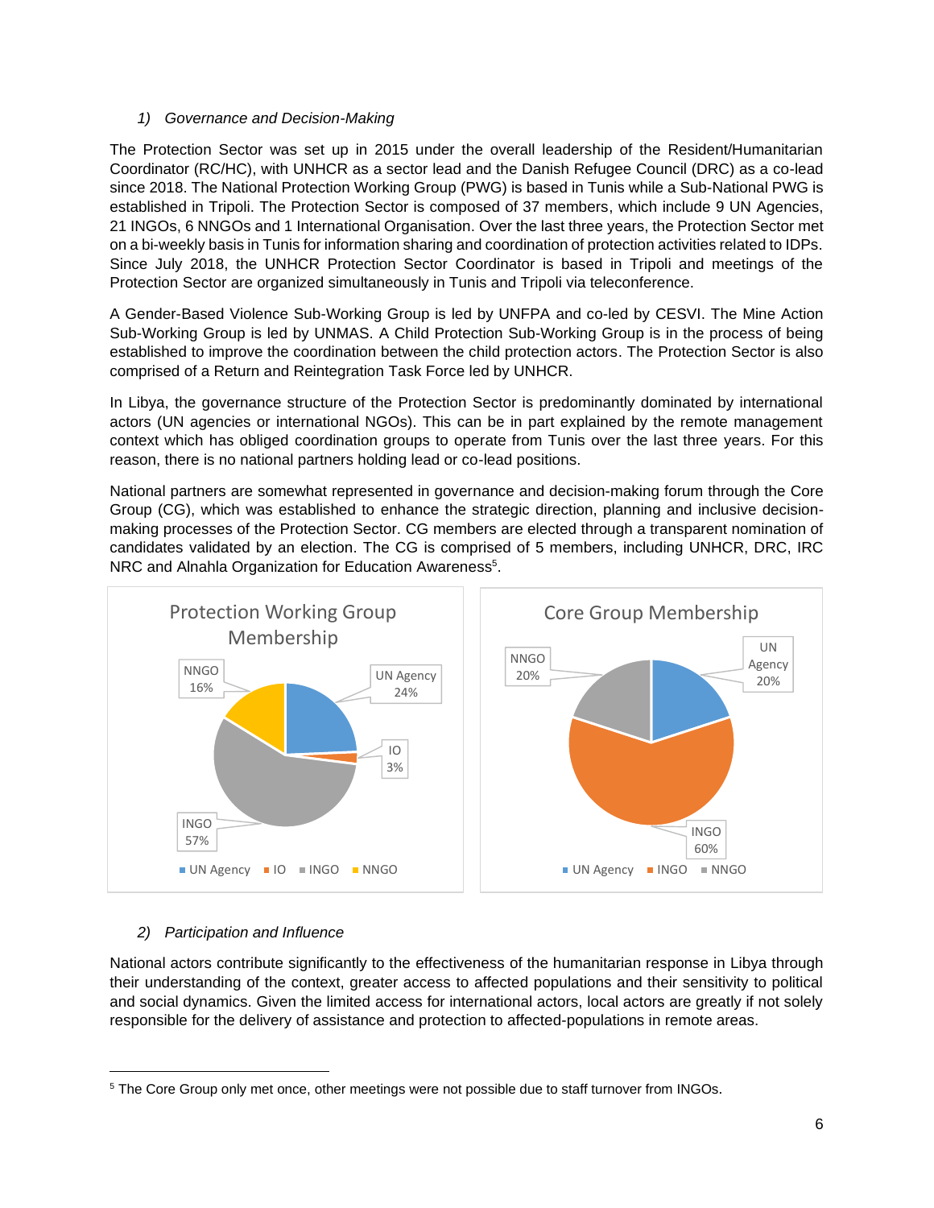*1) Governance and Decision-Making*

The Protection Sector was set up in 2015 under the overall leadership of the Resident/Humanitarian Coordinator (RC/HC), with UNHCR as a sector lead and the Danish Refugee Council (DRC) as a co-lead since 2018. The National Protection Working Group (PWG) is based in Tunis while a Sub-National PWG is established in Tripoli. The Protection Sector is composed of 37 members, which include 9 UN Agencies, 21 INGOs, 6 NNGOs and 1 International Organisation. Over the last three years, the Protection Sector met on a bi-weekly basis in Tunis for information sharing and coordination of protection activities related to IDPs. Since July 2018, the UNHCR Protection Sector Coordinator is based in Tripoli and meetings of the Protection Sector are organized simultaneously in Tunis and Tripoli via teleconference.

A Gender-Based Violence Sub-Working Group is led by UNFPA and co-led by CESVI. The Mine Action Sub-Working Group is led by UNMAS. A Child Protection Sub-Working Group is in the process of being established to improve the coordination between the child protection actors. The Protection Sector is also comprised of a Return and Reintegration Task Force led by UNHCR.

In Libya, the governance structure of the Protection Sector is predominantly dominated by international actors (UN agencies or international NGOs). This can be in part explained by the remote management context which has obliged coordination groups to operate from Tunis over the last three years. For this reason, there is no national partners holding lead or co-lead positions.

National partners are somewhat represented in governance and decision-making forum through the Core Group (CG), which was established to enhance the strategic direction, planning and inclusive decision-making processes of the Protection Sector. CG members are elected through a transparent nomination of candidates validated by an election. The CG is comprised of 5 members, including UNHCR, DRC, IRC NRC and Alnahla Organization for Education Awareness[5].

**Protection Working Group Membership**

| Category | Share |
|---|---|
| UN Agency | 24% |
| IO | 3% |
| INGO | 57% |
| NNGO | 16% |

**Core Group Membership**

| Category | Share |
|---|---|
| UN Agency | 20% |
| INGO | 60% |
| NNGO | 20% |

*2) Participation and Influence*

National actors contribute significantly to the effectiveness of the humanitarian response in Libya through their understanding of the context, greater access to affected populations and their sensitivity to political and social dynamics. Given the limited access for international actors, local actors are greatly if not solely responsible for the delivery of assistance and protection to affected-populations in remote areas.

[5] The Core Group only met once, other meetings were not possible due to staff turnover from INGOs.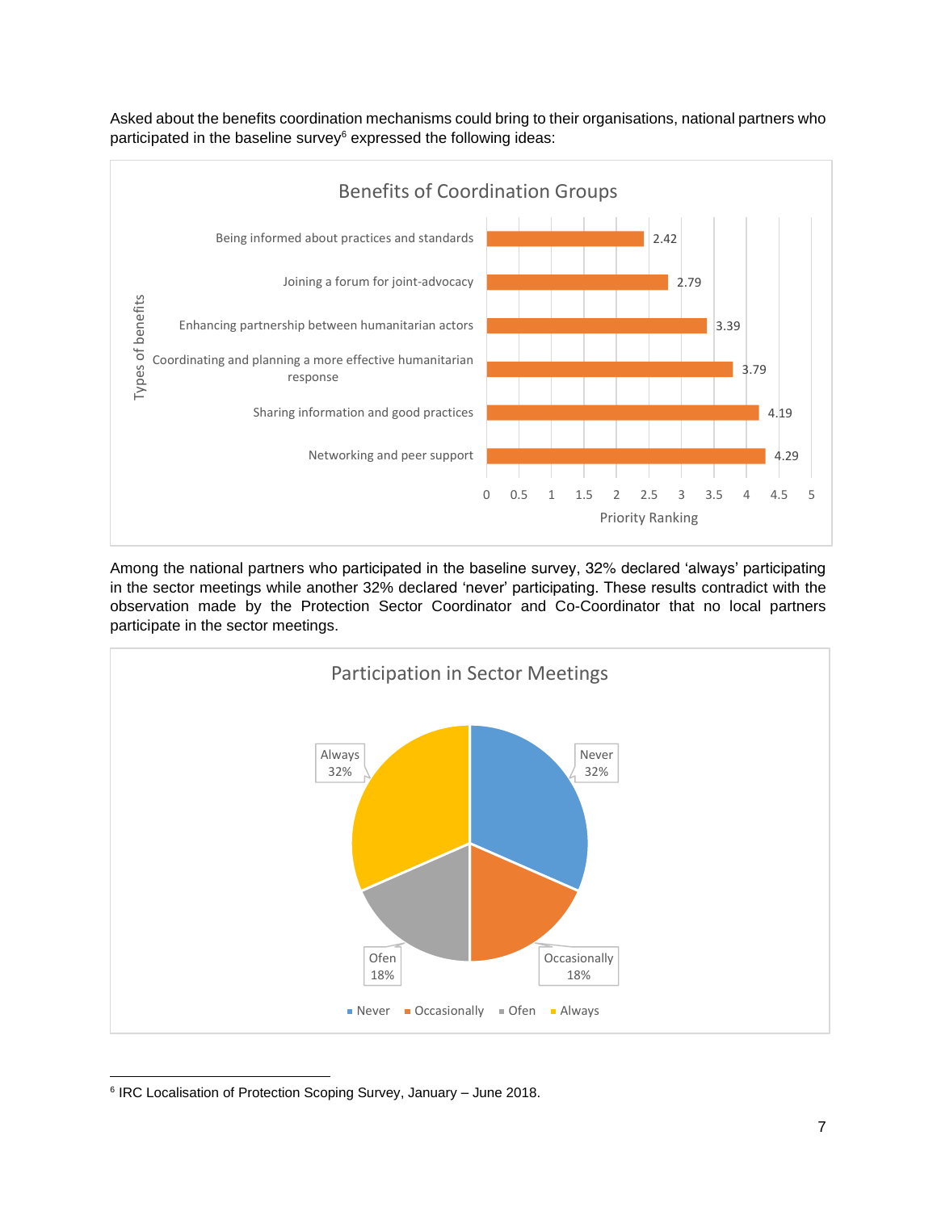Asked about the benefits coordination mechanisms could bring to their organisations, national partners who participated in the baseline survey[6] expressed the following ideas:

**Benefits of Coordination Groups**

| Types of benefits | Priority Ranking |
|---|---|
| Being informed about practices and standards | 2.42 |
| Joining a forum for joint-advocacy | 2.79 |
| Enhancing partnership between humanitarian actors | 3.39 |
| Coordinating and planning a more effective humanitarian response | 3.79 |
| Sharing information and good practices | 4.19 |
| Networking and peer support | 4.29 |

Among the national partners who participated in the baseline survey, 32% declared 'always' participating in the sector meetings while another 32% declared 'never' participating. These results contradict with the observation made by the Protection Sector Coordinator and Co-Coordinator that no local partners participate in the sector meetings.

**Participation in Sector Meetings**

| Participation | Percentage |
|---|---|
| Never | 32% |
| Occasionally | 18% |
| Ofen | 18% |
| Always | 32% |

[6] IRC Localisation of Protection Scoping Survey, January – June 2018.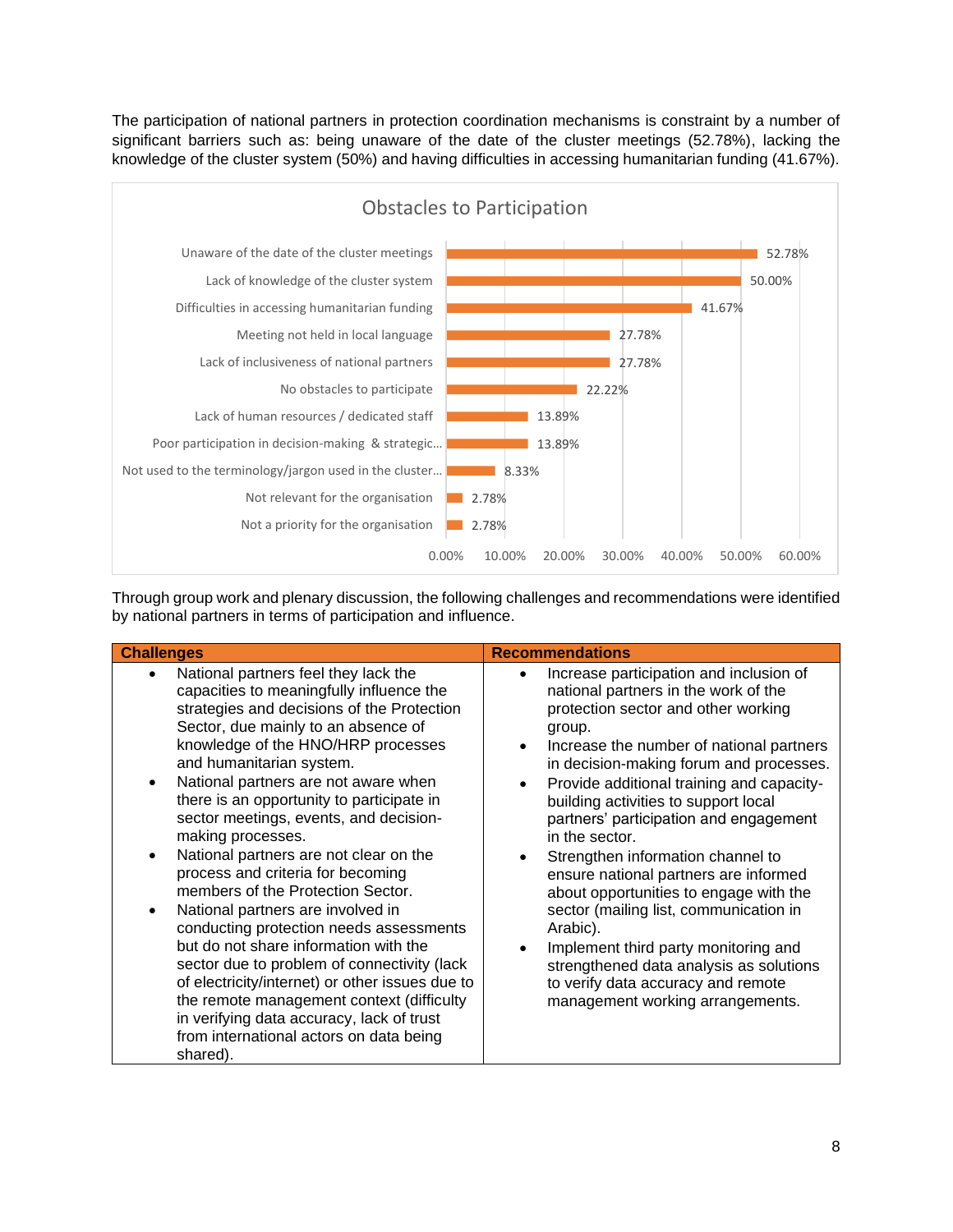The participation of national partners in protection coordination mechanisms is constraint by a number of significant barriers such as: being unaware of the date of the cluster meetings (52.78%), lacking the knowledge of the cluster system (50%) and having difficulties in accessing humanitarian funding (41.67%).

**Obstacles to Participation**

| Obstacle | Percentage |
|---|---|
| Unaware of the date of the cluster meetings | 52.78% |
| Lack of knowledge of the cluster system | 50.00% |
| Difficulties in accessing humanitarian funding | 41.67% |
| Meeting not held in local language | 27.78% |
| Lack of inclusiveness of national partners | 27.78% |
| No obstacles to participate | 22.22% |
| Lack of human resources / dedicated staff | 13.89% |
| Poor participation in decision-making & strategic... | 13.89% |
| Not used to the terminology/jargon used in the cluster... | 8.33% |
| Not relevant for the organisation | 2.78% |
| Not a priority for the organisation | 2.78% |

Through group work and plenary discussion, the following challenges and recommendations were identified by national partners in terms of participation and influence.

| Challenges | Recommendations |
|---|---|
| • National partners feel they lack the capacities to meaningfully influence the strategies and decisions of the Protection Sector, due mainly to an absence of knowledge of the HNO/HRP processes and humanitarian system.<br>• National partners are not aware when there is an opportunity to participate in sector meetings, events, and decision-making processes.<br>• National partners are not clear on the process and criteria for becoming members of the Protection Sector.<br>• National partners are involved in conducting protection needs assessments but do not share information with the sector due to problem of connectivity (lack of electricity/internet) or other issues due to the remote management context (difficulty in verifying data accuracy, lack of trust from international actors on data being shared). | • Increase participation and inclusion of national partners in the work of the protection sector and other working group.<br>• Increase the number of national partners in decision-making forum and processes.<br>• Provide additional training and capacity-building activities to support local partners' participation and engagement in the sector.<br>• Strengthen information channel to ensure national partners are informed about opportunities to engage with the sector (mailing list, communication in Arabic).<br>• Implement third party monitoring and strengthened data analysis as solutions to verify data accuracy and remote management working arrangements. |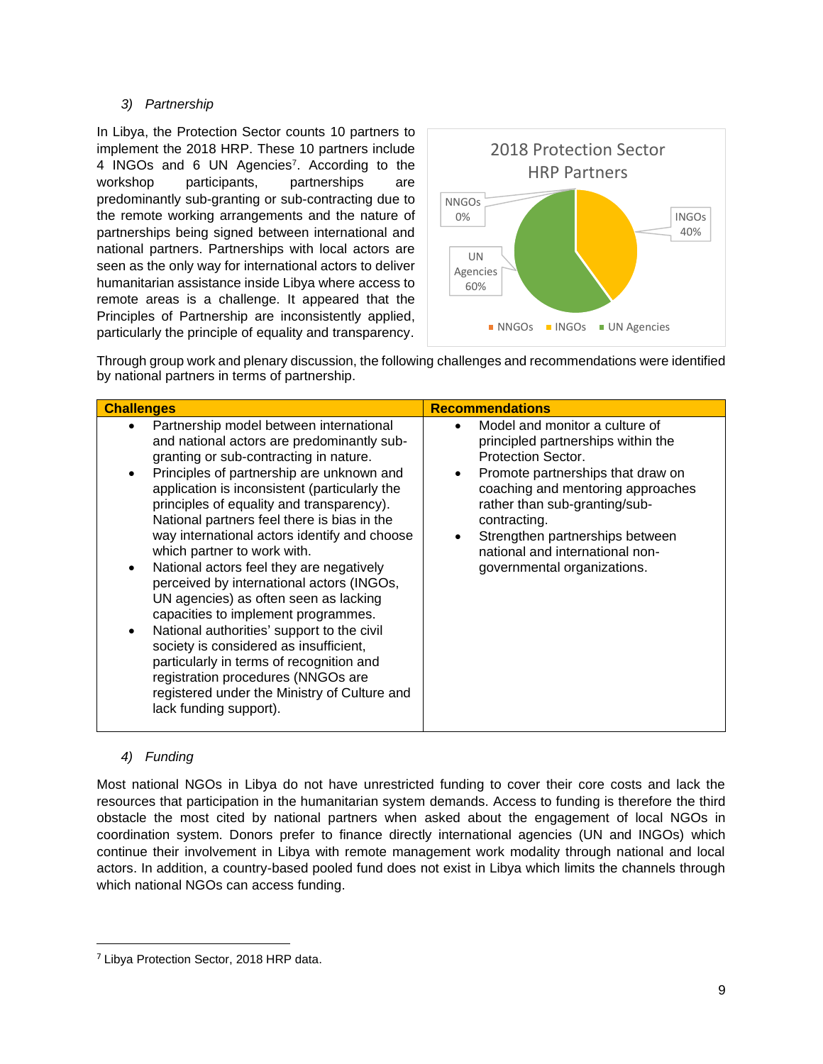*3) Partnership*

In Libya, the Protection Sector counts 10 partners to implement the 2018 HRP. These 10 partners include 4 INGOs and 6 UN Agencies[7]. According to the workshop participants, partnerships are predominantly sub-granting or sub-contracting due to the remote working arrangements and the nature of partnerships being signed between international and national partners. Partnerships with local actors are seen as the only way for international actors to deliver humanitarian assistance inside Libya where access to remote areas is a challenge. It appeared that the Principles of Partnership are inconsistently applied, particularly the principle of equality and transparency.

2018 Protection Sector HRP Partners

NNGOs 0%

INGOs 40%

UN Agencies 60%

Through group work and plenary discussion, the following challenges and recommendations were identified by national partners in terms of partnership.

| **Challenges** | **Recommendations** |
| --- | --- |
| • Partnership model between international and national actors are predominantly sub-granting or sub-contracting in nature.<br>• Principles of partnership are unknown and application is inconsistent (particularly the principles of equality and transparency). National partners feel there is bias in the way international actors identify and choose which partner to work with.<br>• National actors feel they are negatively perceived by international actors (INGOs, UN agencies) as often seen as lacking capacities to implement programmes.<br>• National authorities' support to the civil society is considered as insufficient, particularly in terms of recognition and registration procedures (NNGOs are registered under the Ministry of Culture and lack funding support). | • Model and monitor a culture of principled partnerships within the Protection Sector.<br>• Promote partnerships that draw on coaching and mentoring approaches rather than sub-granting/sub-contracting.<br>• Strengthen partnerships between national and international non-governmental organizations. |

*4) Funding*

Most national NGOs in Libya do not have unrestricted funding to cover their core costs and lack the resources that participation in the humanitarian system demands. Access to funding is therefore the third obstacle the most cited by national partners when asked about the engagement of local NGOs in coordination system. Donors prefer to finance directly international agencies (UN and INGOs) which continue their involvement in Libya with remote management work modality through national and local actors. In addition, a country-based pooled fund does not exist in Libya which limits the channels through which national NGOs can access funding.

---

[7] Libya Protection Sector, 2018 HRP data.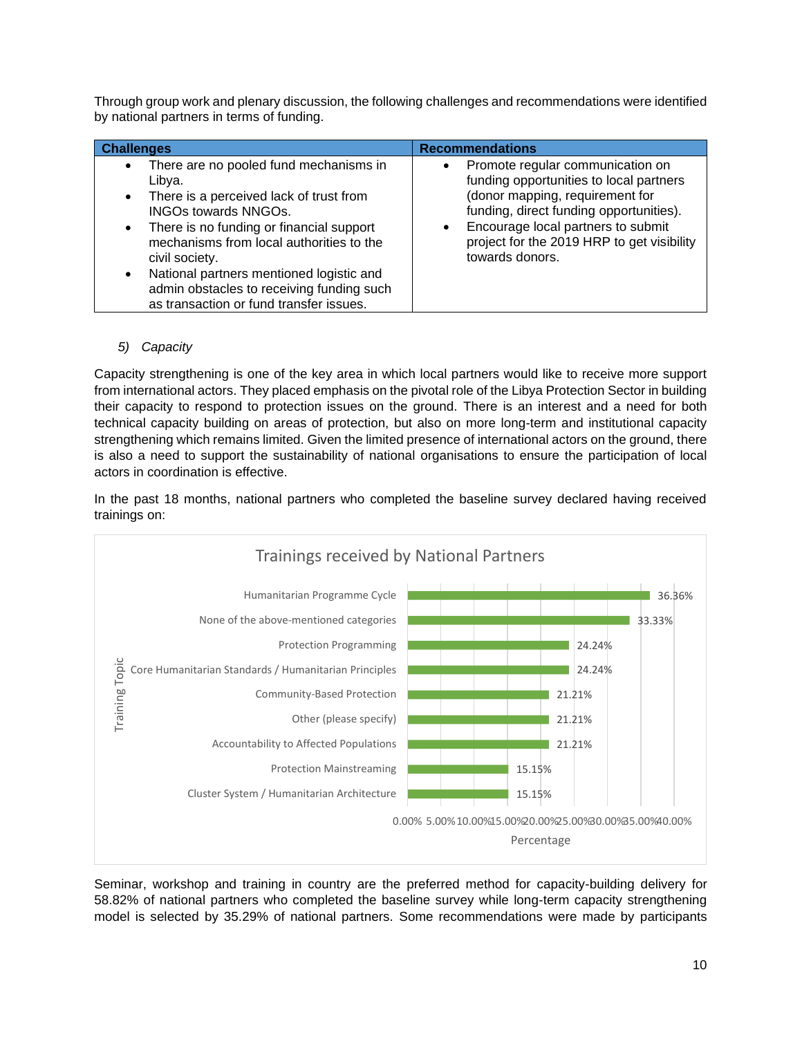Through group work and plenary discussion, the following challenges and recommendations were identified by national partners in terms of funding.

| Challenges | Recommendations |
|---|---|
| • There are no pooled fund mechanisms in Libya.<br>• There is a perceived lack of trust from INGOs towards NNGOs.<br>• There is no funding or financial support mechanisms from local authorities to the civil society.<br>• National partners mentioned logistic and admin obstacles to receiving funding such as transaction or fund transfer issues. | • Promote regular communication on funding opportunities to local partners (donor mapping, requirement for funding, direct funding opportunities).<br>• Encourage local partners to submit project for the 2019 HRP to get visibility towards donors. |

### *5) Capacity*

Capacity strengthening is one of the key area in which local partners would like to receive more support from international actors. They placed emphasis on the pivotal role of the Libya Protection Sector in building their capacity to respond to protection issues on the ground. There is an interest and a need for both technical capacity building on areas of protection, but also on more long-term and institutional capacity strengthening which remains limited. Given the limited presence of international actors on the ground, there is also a need to support the sustainability of national organisations to ensure the participation of local actors in coordination is effective.

In the past 18 months, national partners who completed the baseline survey declared having received trainings on:

**Trainings received by National Partners**

| Training Topic | Percentage |
|---|---|
| Humanitarian Programme Cycle | 36.36% |
| None of the above-mentioned categories | 33.33% |
| Protection Programming | 24.24% |
| Core Humanitarian Standards / Humanitarian Principles | 24.24% |
| Community-Based Protection | 21.21% |
| Other (please specify) | 21.21% |
| Accountability to Affected Populations | 21.21% |
| Protection Mainstreaming | 15.15% |
| Cluster System / Humanitarian Architecture | 15.15% |

Seminar, workshop and training in country are the preferred method for capacity-building delivery for 58.82% of national partners who completed the baseline survey while long-term capacity strengthening model is selected by 35.29% of national partners. Some recommendations were made by participants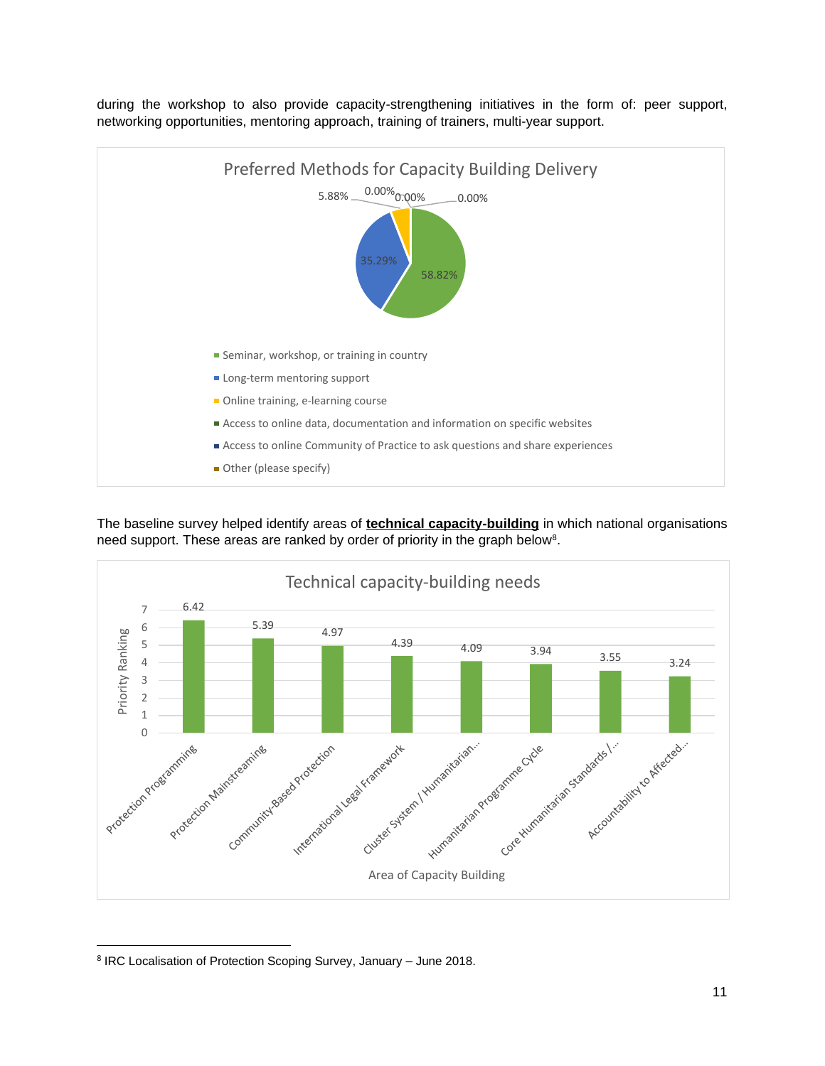during the workshop to also provide capacity-strengthening initiatives in the form of: peer support, networking opportunities, mentoring approach, training of trainers, multi-year support.

**Preferred Methods for Capacity Building Delivery**

| Method | Percentage |
|---|---|
| Seminar, workshop, or training in country | 58.82% |
| Long-term mentoring support | 35.29% |
| Online training, e-learning course | 5.88% |
| Access to online data, documentation and information on specific websites | 0.00% |
| Access to online Community of Practice to ask questions and share experiences | 0.00% |
| Other (please specify) | 0.00% |

The baseline survey helped identify areas of **technical capacity-building** in which national organisations need support. These areas are ranked by order of priority in the graph below[8].

**Technical capacity-building needs**

| Area of Capacity Building | Priority Ranking |
|---|---|
| Protection Programming | 6.42 |
| Protection Mainstreaming | 5.39 |
| Community-Based Protection | 4.97 |
| International Legal Framework | 4.39 |
| Cluster System / Humanitarian... | 4.09 |
| Humanitarian Programme Cycle | 3.94 |
| Core Humanitarian Standards /... | 3.55 |
| Accountability to Affected... | 3.24 |

[8] IRC Localisation of Protection Scoping Survey, January – June 2018.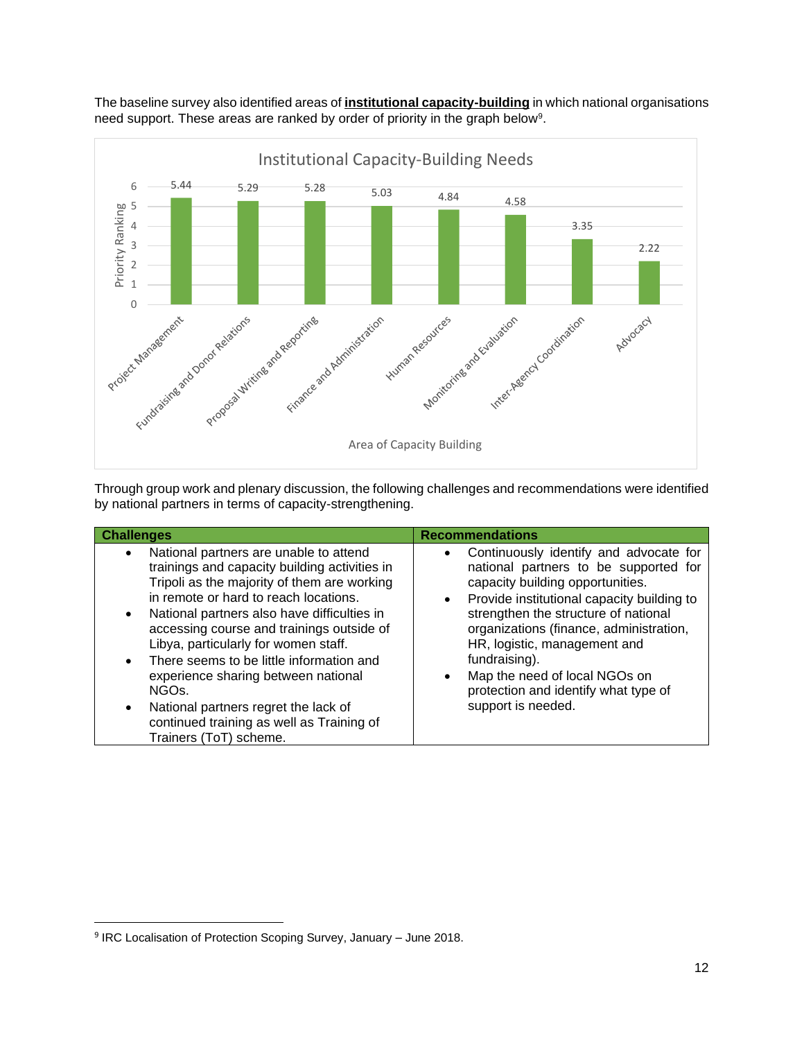The baseline survey also identified areas of **institutional capacity-building** in which national organisations need support. These areas are ranked by order of priority in the graph below[9].

**Institutional Capacity-Building Needs**

| Area of Capacity Building | Priority Ranking |
|---|---|
| Project Management | 5.44 |
| Fundraising and Donor Relations | 5.29 |
| Proposal Writing and Reporting | 5.28 |
| Finance and Administration | 5.03 |
| Human Resources | 4.84 |
| Monitoring and Evaluation | 4.58 |
| Inter-Agency Coordination | 3.35 |
| Advocacy | 2.22 |

Through group work and plenary discussion, the following challenges and recommendations were identified by national partners in terms of capacity-strengthening.

| Challenges | Recommendations |
|---|---|
| • National partners are unable to attend trainings and capacity building activities in Tripoli as the majority of them are working in remote or hard to reach locations.<br>• National partners also have difficulties in accessing course and trainings outside of Libya, particularly for women staff.<br>• There seems to be little information and experience sharing between national NGOs.<br>• National partners regret the lack of continued training as well as Training of Trainers (ToT) scheme. | • Continuously identify and advocate for national partners to be supported for capacity building opportunities.<br>• Provide institutional capacity building to strengthen the structure of national organizations (finance, administration, HR, logistic, management and fundraising).<br>• Map the need of local NGOs on protection and identify what type of support is needed. |

[9] IRC Localisation of Protection Scoping Survey, January – June 2018.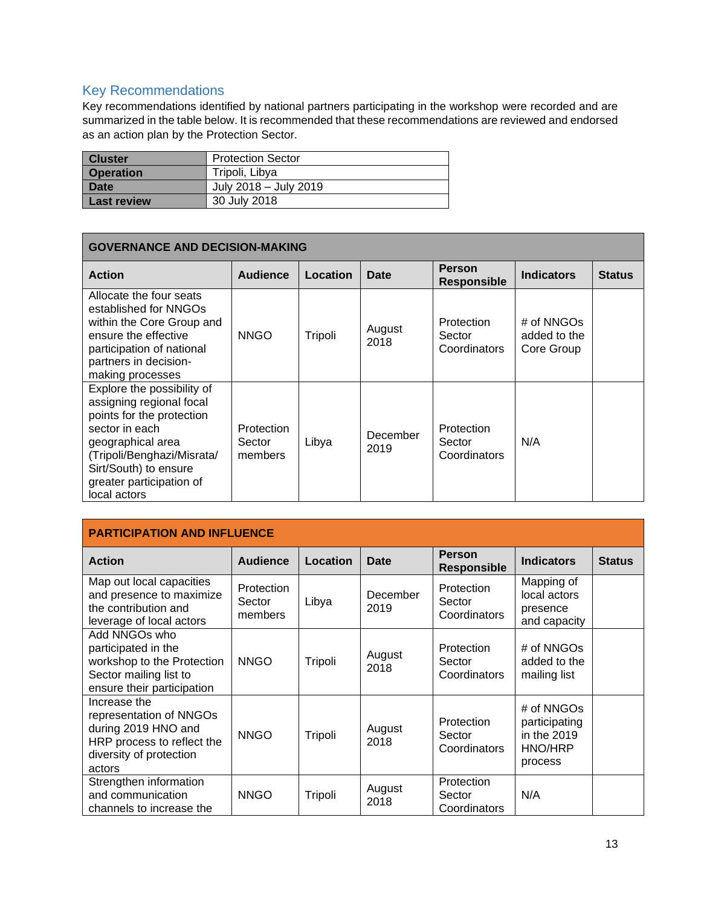## Key Recommendations

Key recommendations identified by national partners participating in the workshop were recorded and are summarized in the table below. It is recommended that these recommendations are reviewed and endorsed as an action plan by the Protection Sector.

| **Cluster** | Protection Sector |
|---|---|
| **Operation** | Tripoli, Libya |
| **Date** | July 2018 – July 2019 |
| **Last review** | 30 July 2018 |

| **GOVERNANCE AND DECISION-MAKING** | | | | | | |
|---|---|---|---|---|---|---|
| **Action** | **Audience** | **Location** | **Date** | **Person Responsible** | **Indicators** | **Status** |
| Allocate the four seats established for NNGOs within the Core Group and ensure the effective participation of national partners in decision-making processes | NNGO | Tripoli | August 2018 | Protection Sector Coordinators | # of NNGOs added to the Core Group | |
| Explore the possibility of assigning regional focal points for the protection sector in each geographical area (Tripoli/Benghazi/Misrata/Sirt/South) to ensure greater participation of local actors | Protection Sector members | Libya | December 2019 | Protection Sector Coordinators | N/A | |

| **PARTICIPATION AND INFLUENCE** | | | | | | |
|---|---|---|---|---|---|---|
| **Action** | **Audience** | **Location** | **Date** | **Person Responsible** | **Indicators** | **Status** |
| Map out local capacities and presence to maximize the contribution and leverage of local actors | Protection Sector members | Libya | December 2019 | Protection Sector Coordinators | Mapping of local actors presence and capacity | |
| Add NNGOs who participated in the workshop to the Protection Sector mailing list to ensure their participation | NNGO | Tripoli | August 2018 | Protection Sector Coordinators | # of NNGOs added to the mailing list | |
| Increase the representation of NNGOs during 2019 HNO and HRP process to reflect the diversity of protection actors | NNGO | Tripoli | August 2018 | Protection Sector Coordinators | # of NNGOs participating in the 2019 HNO/HRP process | |
| Strengthen information and communication channels to increase the | NNGO | Tripoli | August 2018 | Protection Sector Coordinators | N/A | |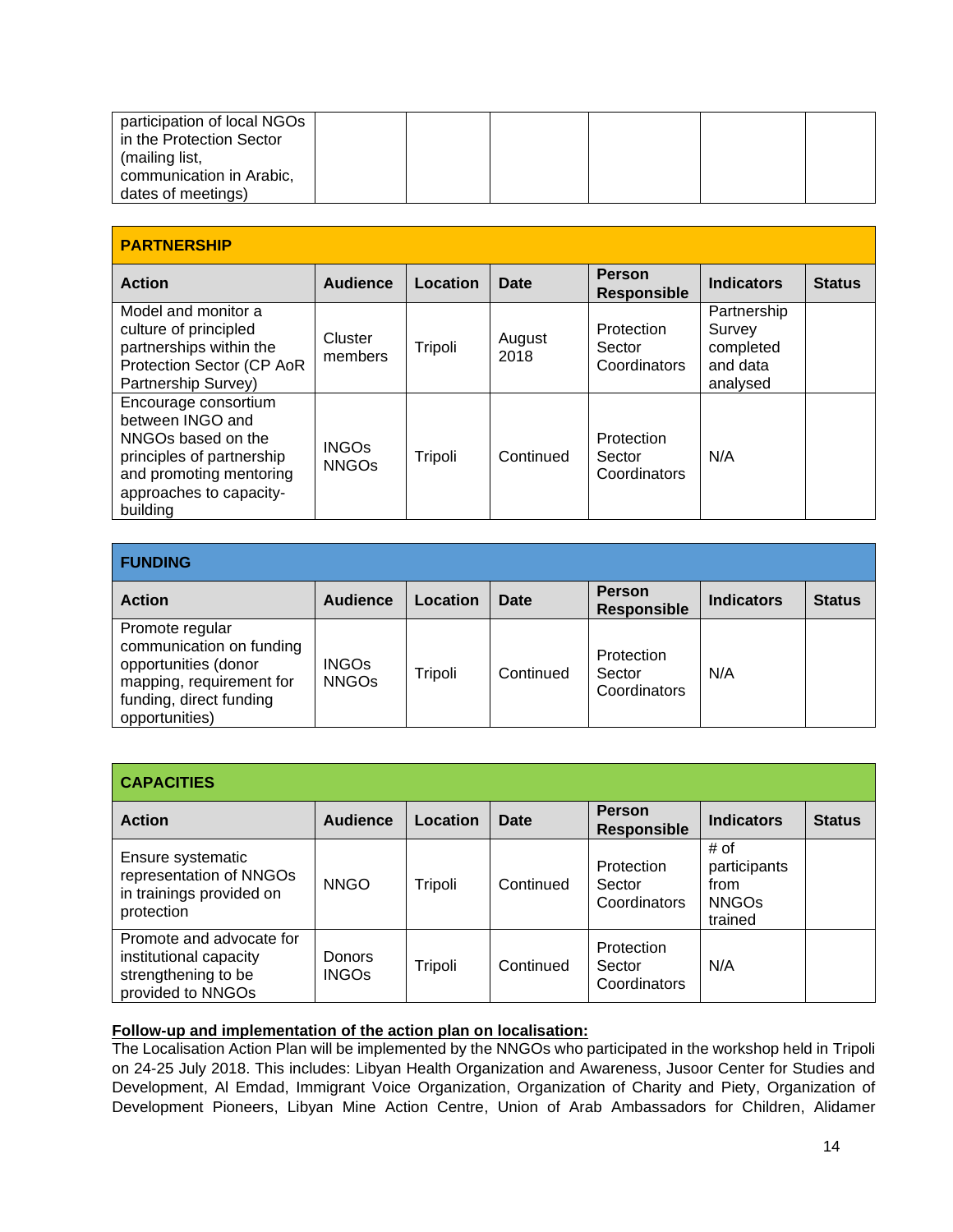| participation of local NGOs in the Protection Sector (mailing list, communication in Arabic, dates of meetings) | | | | | | |
|---|---|---|---|---|---|---|

| **PARTNERSHIP** | | | | | | |
|---|---|---|---|---|---|---|
| **Action** | **Audience** | **Location** | **Date** | **Person Responsible** | **Indicators** | **Status** |
| Model and monitor a culture of principled partnerships within the Protection Sector (CP AoR Partnership Survey) | Cluster members | Tripoli | August 2018 | Protection Sector Coordinators | Partnership Survey completed and data analysed | |
| Encourage consortium between INGO and NNGOs based on the principles of partnership and promoting mentoring approaches to capacity-building | INGOs NNGOs | Tripoli | Continued | Protection Sector Coordinators | N/A | |

| **FUNDING** | | | | | | |
|---|---|---|---|---|---|---|
| **Action** | **Audience** | **Location** | **Date** | **Person Responsible** | **Indicators** | **Status** |
| Promote regular communication on funding opportunities (donor mapping, requirement for funding, direct funding opportunities) | INGOs NNGOs | Tripoli | Continued | Protection Sector Coordinators | N/A | |

| **CAPACITIES** | | | | | | |
|---|---|---|---|---|---|---|
| **Action** | **Audience** | **Location** | **Date** | **Person Responsible** | **Indicators** | **Status** |
| Ensure systematic representation of NNGOs in trainings provided on protection | NNGO | Tripoli | Continued | Protection Sector Coordinators | # of participants from NNGOs trained | |
| Promote and advocate for institutional capacity strengthening to be provided to NNGOs | Donors INGOs | Tripoli | Continued | Protection Sector Coordinators | N/A | |

**Follow-up and implementation of the action plan on localisation:**

The Localisation Action Plan will be implemented by the NNGOs who participated in the workshop held in Tripoli on 24-25 July 2018. This includes: Libyan Health Organization and Awareness, Jusoor Center for Studies and Development, Al Emdad, Immigrant Voice Organization, Organization of Charity and Piety, Organization of Development Pioneers, Libyan Mine Action Centre, Union of Arab Ambassadors for Children, Alidamer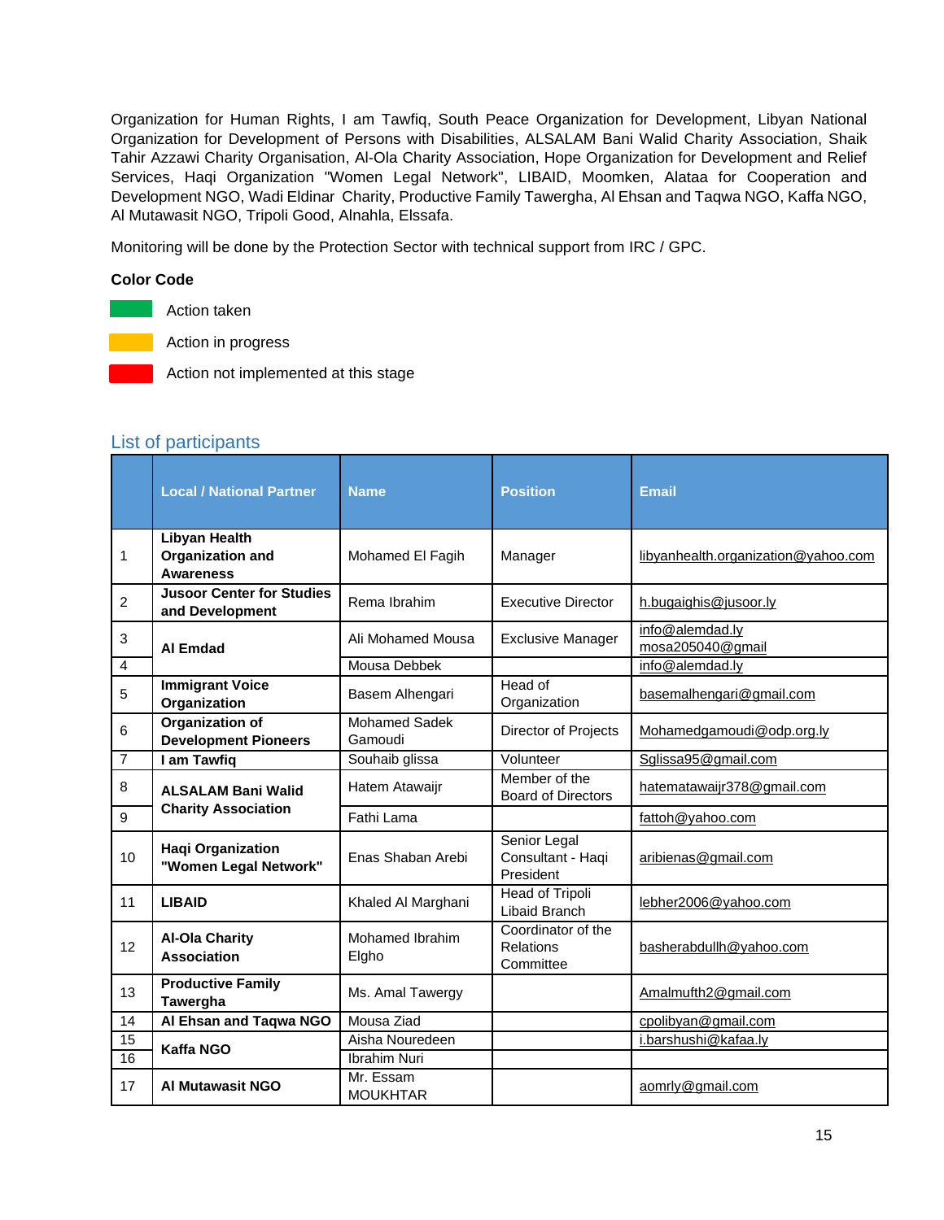Organization for Human Rights, I am Tawfiq, South Peace Organization for Development, Libyan National Organization for Development of Persons with Disabilities, ALSALAM Bani Walid Charity Association, Shaik Tahir Azzawi Charity Organisation, Al-Ola Charity Association, Hope Organization for Development and Relief Services, Haqi Organization "Women Legal Network", LIBAID, Moomken, Alataa for Cooperation and Development NGO, Wadi Eldinar Charity, Productive Family Tawergha, Al Ehsan and Taqwa NGO, Kaffa NGO, Al Mutawasit NGO, Tripoli Good, Alnahla, Elssafa.

Monitoring will be done by the Protection Sector with technical support from IRC / GPC.

**Color Code**

- Green: Action taken
- Yellow: Action in progress
- Red: Action not implemented at this stage

## List of participants

| | Local / National Partner | Name | Position | Email |
|---|---|---|---|---|
| 1 | **Libyan Health Organization and Awareness** | Mohamed El Fagih | Manager | libyanhealth.organization@yahoo.com |
| 2 | **Jusoor Center for Studies and Development** | Rema Ibrahim | Executive Director | h.bugaighis@jusoor.ly |
| 3 | **Al Emdad** | Ali Mohamed Mousa | Exclusive Manager | info@alemdad.ly mosa205040@gmail |
| 4 | | Mousa Debbek | | info@alemdad.ly |
| 5 | **Immigrant Voice Organization** | Basem Alhengari | Head of Organization | basemalhengari@gmail.com |
| 6 | **Organization of Development Pioneers** | Mohamed Sadek Gamoudi | Director of Projects | Mohamedgamoudi@odp.org.ly |
| 7 | **I am Tawfiq** | Souhaib glissa | Volunteer | Sglissa95@gmail.com |
| 8 | **ALSALAM Bani Walid Charity Association** | Hatem Atawaijr | Member of the Board of Directors | hatematawaijr378@gmail.com |
| 9 | | Fathi Lama | | fattoh@yahoo.com |
| 10 | **Haqi Organization "Women Legal Network"** | Enas Shaban Arebi | Senior Legal Consultant - Haqi President | aribienas@gmail.com |
| 11 | **LIBAID** | Khaled Al Marghani | Head of Tripoli Libaid Branch | lebher2006@yahoo.com |
| 12 | **Al-Ola Charity Association** | Mohamed Ibrahim Elgho | Coordinator of the Relations Committee | basherabdullh@yahoo.com |
| 13 | **Productive Family Tawergha** | Ms. Amal Tawergy | | Amalmufth2@gmail.com |
| 14 | **Al Ehsan and Taqwa NGO** | Mousa Ziad | | cpolibyan@gmail.com |
| 15 | **Kaffa NGO** | Aisha Nouredeen | | i.barshushi@kafaa.ly |
| 16 | | Ibrahim Nuri | | |
| 17 | **Al Mutawasit NGO** | Mr. Essam MOUKHTAR | | aomrly@gmail.com |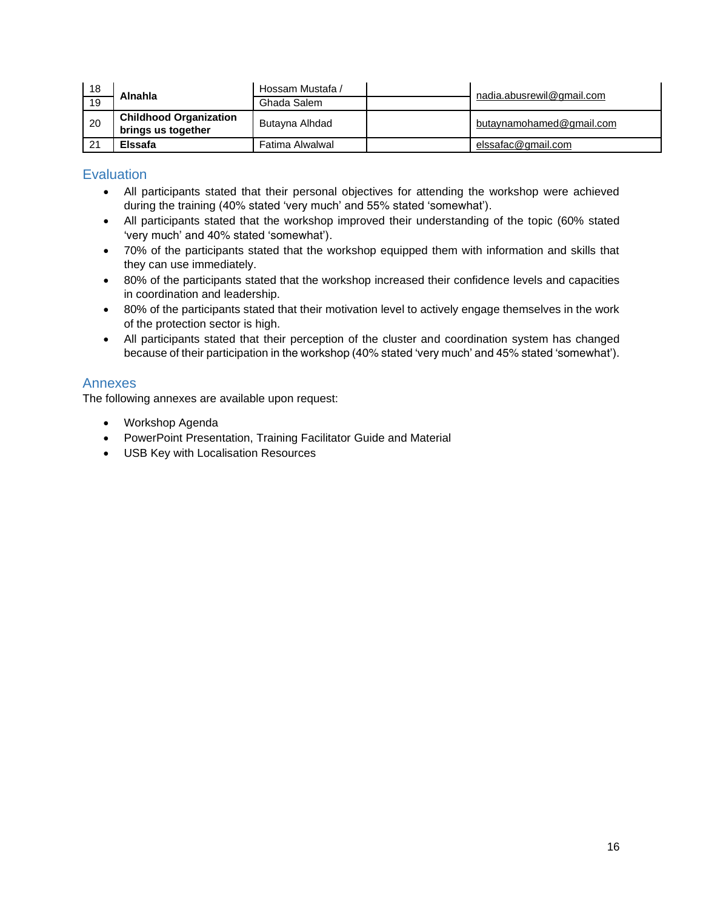| | | | | |
|---|---|---|---|---|
| 18 | **Alnahla** | Hossam Mustafa / | | nadia.abusrewil@gmail.com |
| 19 | | Ghada Salem | | |
| 20 | **Childhood Organization brings us together** | Butayna Alhdad | | butaynamohamed@gmail.com |
| 21 | **Elssafa** | Fatima Alwalwal | | elssafac@gmail.com |

## Evaluation

- All participants stated that their personal objectives for attending the workshop were achieved during the training (40% stated 'very much' and 55% stated 'somewhat').
- All participants stated that the workshop improved their understanding of the topic (60% stated 'very much' and 40% stated 'somewhat').
- 70% of the participants stated that the workshop equipped them with information and skills that they can use immediately.
- 80% of the participants stated that the workshop increased their confidence levels and capacities in coordination and leadership.
- 80% of the participants stated that their motivation level to actively engage themselves in the work of the protection sector is high.
- All participants stated that their perception of the cluster and coordination system has changed because of their participation in the workshop (40% stated 'very much' and 45% stated 'somewhat').

## Annexes

The following annexes are available upon request:

- Workshop Agenda
- PowerPoint Presentation, Training Facilitator Guide and Material
- USB Key with Localisation Resources